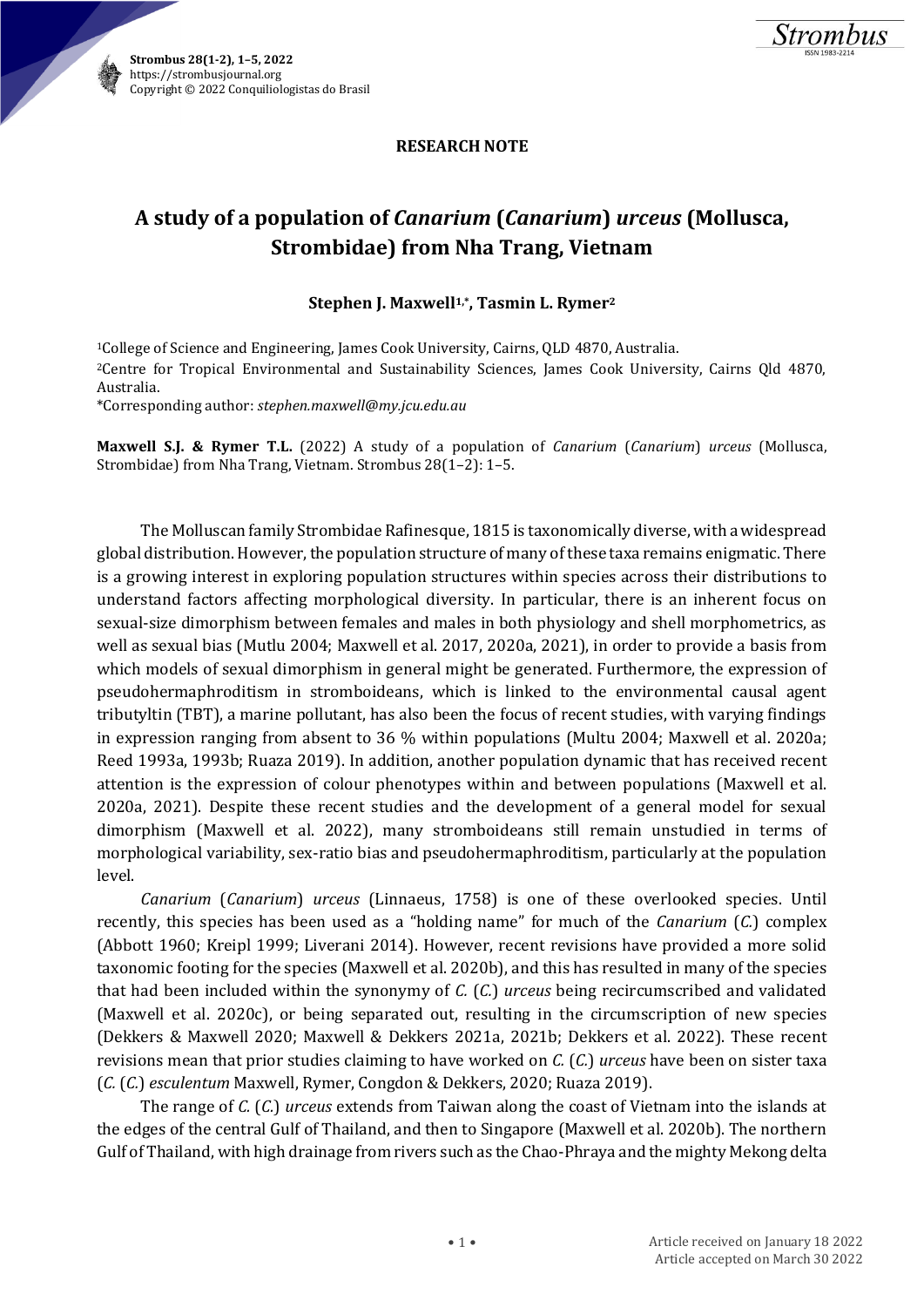**RESEARCH NOTE**

# A study of a population of *Canarium* (*Canarium*) *urceus* (Mollusca, Strombidae) from Nha Trang, Vietnam

**Stephen J. Maxwell[1,*], Tasmin L. Rymer[2]**

[1]College of Science and Engineering, James Cook University, Cairns, QLD 4870, Australia.
[2]Centre for Tropical Environmental and Sustainability Sciences, James Cook University, Cairns Qld 4870, Australia.
*Corresponding author: *stephen.maxwell@my.jcu.edu.au*

**Maxwell S.J. & Rymer T.L.** (2022) A study of a population of *Canarium* (*Canarium*) *urceus* (Mollusca, Strombidae) from Nha Trang, Vietnam. Strombus 28(1–2): 1–5.

The Molluscan family Strombidae Rafinesque, 1815 is taxonomically diverse, with a widespread global distribution. However, the population structure of many of these taxa remains enigmatic. There is a growing interest in exploring population structures within species across their distributions to understand factors affecting morphological diversity. In particular, there is an inherent focus on sexual-size dimorphism between females and males in both physiology and shell morphometrics, as well as sexual bias (Mutlu 2004; Maxwell et al. 2017, 2020a, 2021), in order to provide a basis from which models of sexual dimorphism in general might be generated. Furthermore, the expression of pseudohermaphroditism in stromboideans, which is linked to the environmental causal agent tributyltin (TBT), a marine pollutant, has also been the focus of recent studies, with varying findings in expression ranging from absent to 36 % within populations (Multu 2004; Maxwell et al. 2020a; Reed 1993a, 1993b; Ruaza 2019). In addition, another population dynamic that has received recent attention is the expression of colour phenotypes within and between populations (Maxwell et al. 2020a, 2021). Despite these recent studies and the development of a general model for sexual dimorphism (Maxwell et al. 2022), many stromboideans still remain unstudied in terms of morphological variability, sex-ratio bias and pseudohermaphroditism, particularly at the population level.

*Canarium* (*Canarium*) *urceus* (Linnaeus, 1758) is one of these overlooked species. Until recently, this species has been used as a "holding name" for much of the *Canarium* (*C.*) complex (Abbott 1960; Kreipl 1999; Liverani 2014). However, recent revisions have provided a more solid taxonomic footing for the species (Maxwell et al. 2020b), and this has resulted in many of the species that had been included within the synonymy of *C.* (*C.*) *urceus* being recircumscribed and validated (Maxwell et al. 2020c), or being separated out, resulting in the circumscription of new species (Dekkers & Maxwell 2020; Maxwell & Dekkers 2021a, 2021b; Dekkers et al. 2022). These recent revisions mean that prior studies claiming to have worked on *C.* (*C.*) *urceus* have been on sister taxa (*C.* (*C.*) *esculentum* Maxwell, Rymer, Congdon & Dekkers, 2020; Ruaza 2019).

The range of *C.* (*C.*) *urceus* extends from Taiwan along the coast of Vietnam into the islands at the edges of the central Gulf of Thailand, and then to Singapore (Maxwell et al. 2020b). The northern Gulf of Thailand, with high drainage from rivers such as the Chao-Phraya and the mighty Mekong delta

Article received on January 18 2022
Article accepted on March 30 2022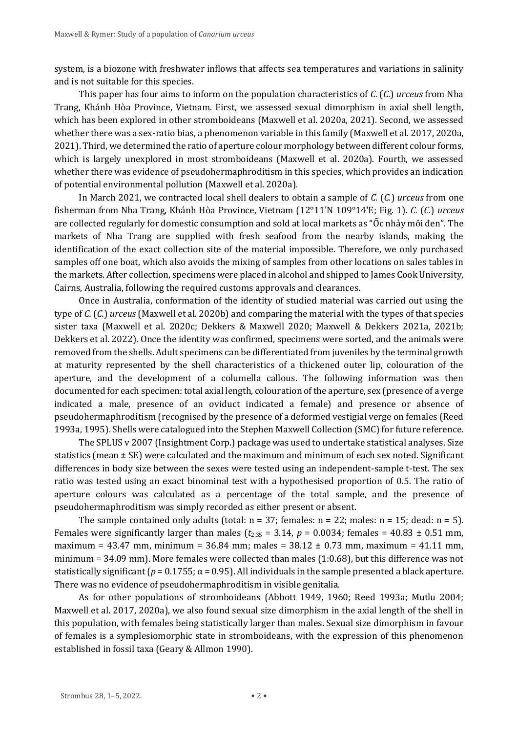system, is a biozone with freshwater inflows that affects sea temperatures and variations in salinity and is not suitable for this species.

This paper has four aims to inform on the population characteristics of *C.* (*C.*) *urceus* from Nha Trang, Khánh Hòa Province, Vietnam. First, we assessed sexual dimorphism in axial shell length, which has been explored in other stromboideans (Maxwell et al. 2020a, 2021). Second, we assessed whether there was a sex-ratio bias, a phenomenon variable in this family (Maxwell et al. 2017, 2020a, 2021). Third, we determined the ratio of aperture colour morphology between different colour forms, which is largely unexplored in most stromboideans (Maxwell et al. 2020a). Fourth, we assessed whether there was evidence of pseudohermaphroditism in this species, which provides an indication of potential environmental pollution (Maxwell et al. 2020a).

In March 2021, we contracted local shell dealers to obtain a sample of *C.* (*C.*) *urceus* from one fisherman from Nha Trang, Khánh Hòa Province, Vietnam (12°11'N 109°14'E; Fig. 1). *C.* (*C.*) *urceus* are collected regularly for domestic consumption and sold at local markets as "Ốc nhảy môi đen". The markets of Nha Trang are supplied with fresh seafood from the nearby islands, making the identification of the exact collection site of the material impossible. Therefore, we only purchased samples off one boat, which also avoids the mixing of samples from other locations on sales tables in the markets. After collection, specimens were placed in alcohol and shipped to James Cook University, Cairns, Australia, following the required customs approvals and clearances.

Once in Australia, conformation of the identity of studied material was carried out using the type of *C.* (*C.*) *urceus* (Maxwell et al. 2020b) and comparing the material with the types of that species sister taxa (Maxwell et al. 2020c; Dekkers & Maxwell 2020; Maxwell & Dekkers 2021a, 2021b; Dekkers et al. 2022). Once the identity was confirmed, specimens were sorted, and the animals were removed from the shells. Adult specimens can be differentiated from juveniles by the terminal growth at maturity represented by the shell characteristics of a thickened outer lip, colouration of the aperture, and the development of a columella callous. The following information was then documented for each specimen: total axial length, colouration of the aperture, sex (presence of a verge indicated a male, presence of an oviduct indicated a female) and presence or absence of pseudohermaphroditism (recognised by the presence of a deformed vestigial verge on females (Reed 1993a, 1995). Shells were catalogued into the Stephen Maxwell Collection (SMC) for future reference.

The SPLUS v 2007 (Insightment Corp.) package was used to undertake statistical analyses. Size statistics (mean ± SE) were calculated and the maximum and minimum of each sex noted. Significant differences in body size between the sexes were tested using an independent-sample t-test. The sex ratio was tested using an exact binominal test with a hypothesised proportion of 0.5. The ratio of aperture colours was calculated as a percentage of the total sample, and the presence of pseudohermaphroditism was simply recorded as either present or absent.

The sample contained only adults (total: n = 37; females: n = 22; males: n = 15; dead: n = 5). Females were significantly larger than males ($t_{2,35} = 3.14$, $p = 0.0034$; females = 40.83 ± 0.51 mm, maximum = 43.47 mm, minimum = 36.84 mm; males = 38.12 ± 0.73 mm, maximum = 41.11 mm, minimum = 34.09 mm). More females were collected than males (1:0.68), but this difference was not statistically significant ($p = 0.1755$; $\alpha = 0.95$). All individuals in the sample presented a black aperture. There was no evidence of pseudohermaphroditism in visible genitalia.

As for other populations of stromboideans (Abbott 1949, 1960; Reed 1993a; Mutlu 2004; Maxwell et al. 2017, 2020a), we also found sexual size dimorphism in the axial length of the shell in this population, with females being statistically larger than males. Sexual size dimorphism in favour of females is a symplesiomorphic state in stromboideans, with the expression of this phenomenon established in fossil taxa (Geary & Allmon 1990).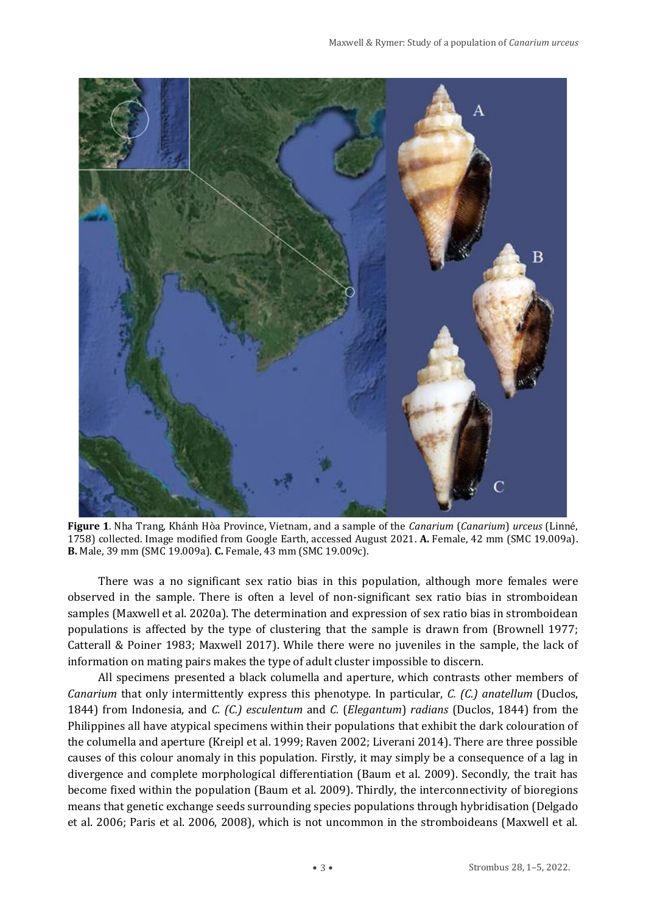**Figure 1**. Nha Trang, Khánh Hòa Province, Vietnam, and a sample of the *Canarium* (*Canarium*) *urceus* (Linné, 1758) collected. Image modified from Google Earth, accessed August 2021. **A.** Female, 42 mm (SMC 19.009a). **B.** Male, 39 mm (SMC 19.009a). **C.** Female, 43 mm (SMC 19.009c).

There was a no significant sex ratio bias in this population, although more females were observed in the sample. There is often a level of non-significant sex ratio bias in stromboidean samples (Maxwell et al. 2020a). The determination and expression of sex ratio bias in stromboidean populations is affected by the type of clustering that the sample is drawn from (Brownell 1977; Catterall & Poiner 1983; Maxwell 2017). While there were no juveniles in the sample, the lack of information on mating pairs makes the type of adult cluster impossible to discern.

All specimens presented a black columella and aperture, which contrasts other members of *Canarium* that only intermittently express this phenotype. In particular, *C. (C.) anatellum* (Duclos, 1844) from Indonesia, and *C. (C.) esculentum* and *C.* (*Elegantum*) *radians* (Duclos, 1844) from the Philippines all have atypical specimens within their populations that exhibit the dark colouration of the columella and aperture (Kreipl et al. 1999; Raven 2002; Liverani 2014). There are three possible causes of this colour anomaly in this population. Firstly, it may simply be a consequence of a lag in divergence and complete morphological differentiation (Baum et al. 2009). Secondly, the trait has become fixed within the population (Baum et al. 2009). Thirdly, the interconnectivity of bioregions means that genetic exchange seeds surrounding species populations through hybridisation (Delgado et al. 2006; Paris et al. 2006, 2008), which is not uncommon in the stromboideans (Maxwell et al.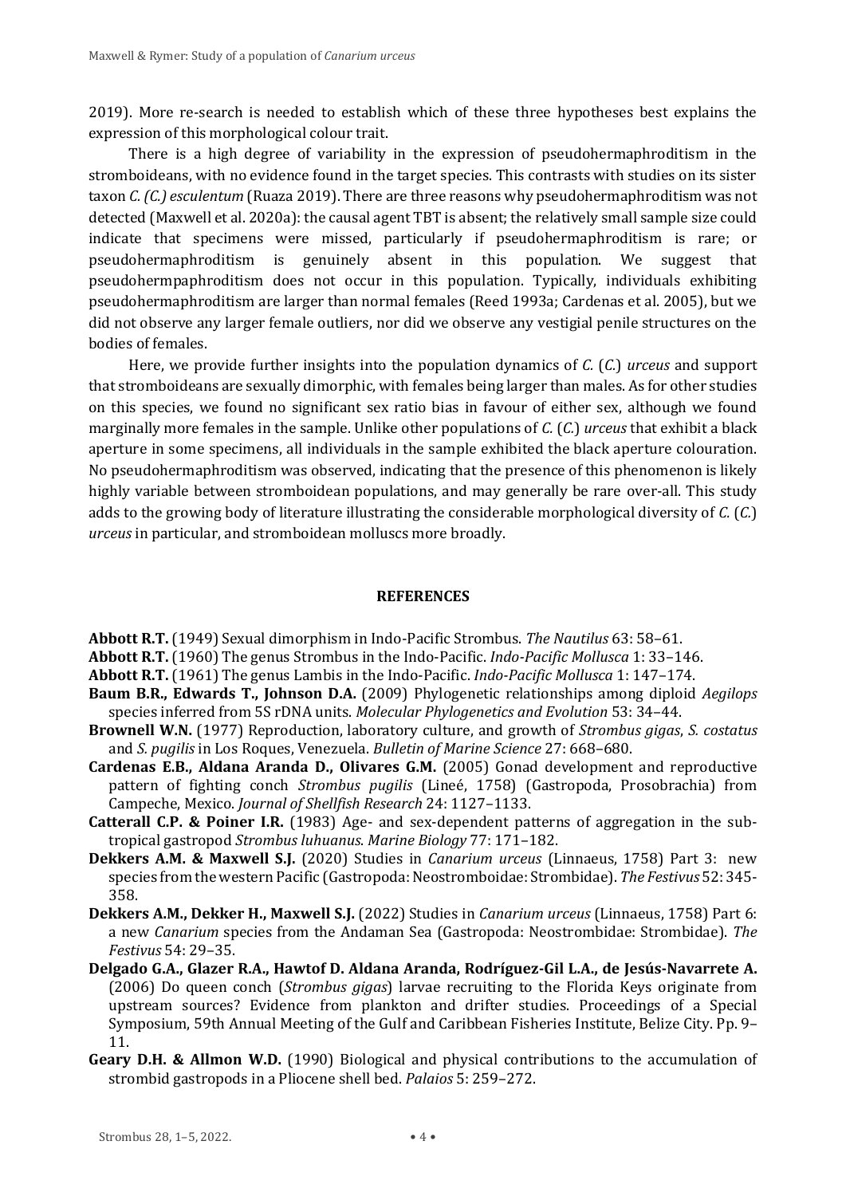2019). More re-search is needed to establish which of these three hypotheses best explains the expression of this morphological colour trait.

There is a high degree of variability in the expression of pseudohermaphroditism in the stromboideans, with no evidence found in the target species. This contrasts with studies on its sister taxon *C. (C.) esculentum* (Ruaza 2019). There are three reasons why pseudohermaphroditism was not detected (Maxwell et al. 2020a): the causal agent TBT is absent; the relatively small sample size could indicate that specimens were missed, particularly if pseudohermaphroditism is rare; or pseudohermaphroditism is genuinely absent in this population. We suggest that pseudohermpaphroditism does not occur in this population. Typically, individuals exhibiting pseudohermaphroditism are larger than normal females (Reed 1993a; Cardenas et al. 2005), but we did not observe any larger female outliers, nor did we observe any vestigial penile structures on the bodies of females.

Here, we provide further insights into the population dynamics of *C.* (*C.*) *urceus* and support that stromboideans are sexually dimorphic, with females being larger than males. As for other studies on this species, we found no significant sex ratio bias in favour of either sex, although we found marginally more females in the sample. Unlike other populations of *C.* (*C.*) *urceus* that exhibit a black aperture in some specimens, all individuals in the sample exhibited the black aperture colouration. No pseudohermaphroditism was observed, indicating that the presence of this phenomenon is likely highly variable between stromboidean populations, and may generally be rare over-all. This study adds to the growing body of literature illustrating the considerable morphological diversity of *C.* (*C.*) *urceus* in particular, and stromboidean molluscs more broadly.

## REFERENCES

**Abbott R.T.** (1949) Sexual dimorphism in Indo-Pacific Strombus. *The Nautilus* 63: 58–61.

**Abbott R.T.** (1960) The genus Strombus in the Indo-Pacific. *Indo-Pacific Mollusca* 1: 33–146.

**Abbott R.T.** (1961) The genus Lambis in the Indo-Pacific. *Indo-Pacific Mollusca* 1: 147–174.

**Baum B.R., Edwards T., Johnson D.A.** (2009) Phylogenetic relationships among diploid *Aegilops* species inferred from 5S rDNA units. *Molecular Phylogenetics and Evolution* 53: 34–44.

**Brownell W.N.** (1977) Reproduction, laboratory culture, and growth of *Strombus gigas*, *S. costatus* and *S. pugilis* in Los Roques, Venezuela. *Bulletin of Marine Science* 27: 668–680.

**Cardenas E.B., Aldana Aranda D., Olivares G.M.** (2005) Gonad development and reproductive pattern of fighting conch *Strombus pugilis* (Lineé, 1758) (Gastropoda, Prosobrachia) from Campeche, Mexico. *Journal of Shellfish Research* 24: 1127–1133.

**Catterall C.P. & Poiner I.R.** (1983) Age- and sex-dependent patterns of aggregation in the sub-tropical gastropod *Strombus luhuanus*. *Marine Biology* 77: 171–182.

**Dekkers A.M. & Maxwell S.J.** (2020) Studies in *Canarium urceus* (Linnaeus, 1758) Part 3: new species from the western Pacific (Gastropoda: Neostromboidae: Strombidae). *The Festivus* 52: 345-358.

**Dekkers A.M., Dekker H., Maxwell S.J.** (2022) Studies in *Canarium urceus* (Linnaeus, 1758) Part 6: a new *Canarium* species from the Andaman Sea (Gastropoda: Neostrombidae: Strombidae). *The Festivus* 54: 29–35.

**Delgado G.A., Glazer R.A., Hawtof D. Aldana Aranda, Rodríguez-Gil L.A., de Jesús-Navarrete A.** (2006) Do queen conch (*Strombus gigas*) larvae recruiting to the Florida Keys originate from upstream sources? Evidence from plankton and drifter studies. Proceedings of a Special Symposium, 59th Annual Meeting of the Gulf and Caribbean Fisheries Institute, Belize City. Pp. 9–11.

**Geary D.H. & Allmon W.D.** (1990) Biological and physical contributions to the accumulation of strombid gastropods in a Pliocene shell bed. *Palaios* 5: 259–272.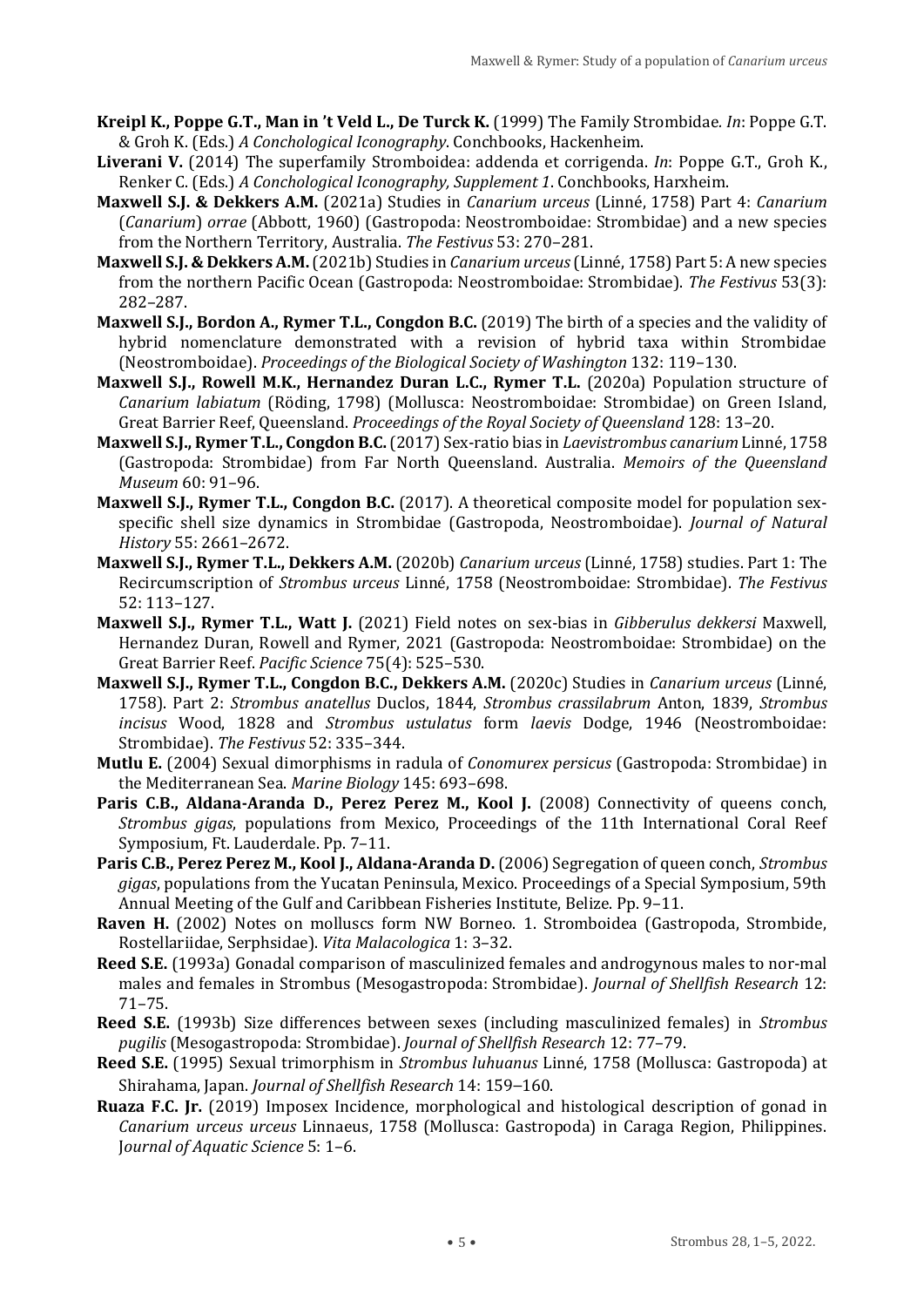**Kreipl K., Poppe G.T., Man in 't Veld L., De Turck K.** (1999) The Family Strombidae. *In*: Poppe G.T. & Groh K. (Eds.) *A Conchological Iconography*. Conchbooks, Hackenheim.

**Liverani V.** (2014) The superfamily Stromboidea: addenda et corrigenda. *In*: Poppe G.T., Groh K., Renker C. (Eds.) *A Conchological Iconography, Supplement 1*. Conchbooks, Harxheim.

**Maxwell S.J. & Dekkers A.M.** (2021a) Studies in *Canarium urceus* (Linné, 1758) Part 4: *Canarium* (*Canarium*) *orrae* (Abbott, 1960) (Gastropoda: Neostromboidae: Strombidae) and a new species from the Northern Territory, Australia. *The Festivus* 53: 270–281.

**Maxwell S.J. & Dekkers A.M.** (2021b) Studies in *Canarium urceus* (Linné, 1758) Part 5: A new species from the northern Pacific Ocean (Gastropoda: Neostromboidae: Strombidae). *The Festivus* 53(3): 282–287.

**Maxwell S.J., Bordon A., Rymer T.L., Congdon B.C.** (2019) The birth of a species and the validity of hybrid nomenclature demonstrated with a revision of hybrid taxa within Strombidae (Neostromboidae). *Proceedings of the Biological Society of Washington* 132: 119–130.

**Maxwell S.J., Rowell M.K., Hernandez Duran L.C., Rymer T.L.** (2020a) Population structure of *Canarium labiatum* (Röding, 1798) (Mollusca: Neostromboidae: Strombidae) on Green Island, Great Barrier Reef, Queensland. *Proceedings of the Royal Society of Queensland* 128: 13–20.

**Maxwell S.J., Rymer T.L., Congdon B.C.** (2017) Sex-ratio bias in *Laevistrombus canarium* Linné, 1758 (Gastropoda: Strombidae) from Far North Queensland. Australia. *Memoirs of the Queensland Museum* 60: 91–96.

**Maxwell S.J., Rymer T.L., Congdon B.C.** (2017). A theoretical composite model for population sex-specific shell size dynamics in Strombidae (Gastropoda, Neostromboidae). *Journal of Natural History* 55: 2661–2672.

**Maxwell S.J., Rymer T.L., Dekkers A.M.** (2020b) *Canarium urceus* (Linné, 1758) studies. Part 1: The Recircumscription of *Strombus urceus* Linné, 1758 (Neostromboidae: Strombidae). *The Festivus* 52: 113–127.

**Maxwell S.J., Rymer T.L., Watt J.** (2021) Field notes on sex-bias in *Gibberulus dekkersi* Maxwell, Hernandez Duran, Rowell and Rymer, 2021 (Gastropoda: Neostromboidae: Strombidae) on the Great Barrier Reef. *Pacific Science* 75(4): 525–530.

**Maxwell S.J., Rymer T.L., Congdon B.C., Dekkers A.M.** (2020c) Studies in *Canarium urceus* (Linné, 1758). Part 2: *Strombus anatellus* Duclos, 1844, *Strombus crassilabrum* Anton, 1839, *Strombus incisus* Wood, 1828 and *Strombus ustulatus* form *laevis* Dodge, 1946 (Neostromboidae: Strombidae). *The Festivus* 52: 335–344.

**Mutlu E.** (2004) Sexual dimorphisms in radula of *Conomurex persicus* (Gastropoda: Strombidae) in the Mediterranean Sea. *Marine Biology* 145: 693–698.

**Paris C.B., Aldana-Aranda D., Perez Perez M., Kool J.** (2008) Connectivity of queens conch, *Strombus gigas*, populations from Mexico, Proceedings of the 11th International Coral Reef Symposium, Ft. Lauderdale. Pp. 7–11.

**Paris C.B., Perez Perez M., Kool J., Aldana-Aranda D.** (2006) Segregation of queen conch, *Strombus gigas*, populations from the Yucatan Peninsula, Mexico. Proceedings of a Special Symposium, 59th Annual Meeting of the Gulf and Caribbean Fisheries Institute, Belize. Pp. 9–11.

**Raven H.** (2002) Notes on molluscs form NW Borneo. 1. Stromboidea (Gastropoda, Strombide, Rostellariidae, Serphsidae). *Vita Malacologica* 1: 3–32.

**Reed S.E.** (1993a) Gonadal comparison of masculinized females and androgynous males to nor-mal males and females in Strombus (Mesogastropoda: Strombidae). *Journal of Shellfish Research* 12: 71–75.

**Reed S.E.** (1993b) Size differences between sexes (including masculinized females) in *Strombus pugilis* (Mesogastropoda: Strombidae). *Journal of Shellfish Research* 12: 77–79.

**Reed S.E.** (1995) Sexual trimorphism in *Strombus luhuanus* Linné, 1758 (Mollusca: Gastropoda) at Shirahama, Japan. *Journal of Shellfish Research* 14: 159–160.

**Ruaza F.C. Jr.** (2019) Imposex Incidence, morphological and histological description of gonad in *Canarium urceus urceus* Linnaeus, 1758 (Mollusca: Gastropoda) in Caraga Region, Philippines. J*ournal of Aquatic Science* 5: 1–6.